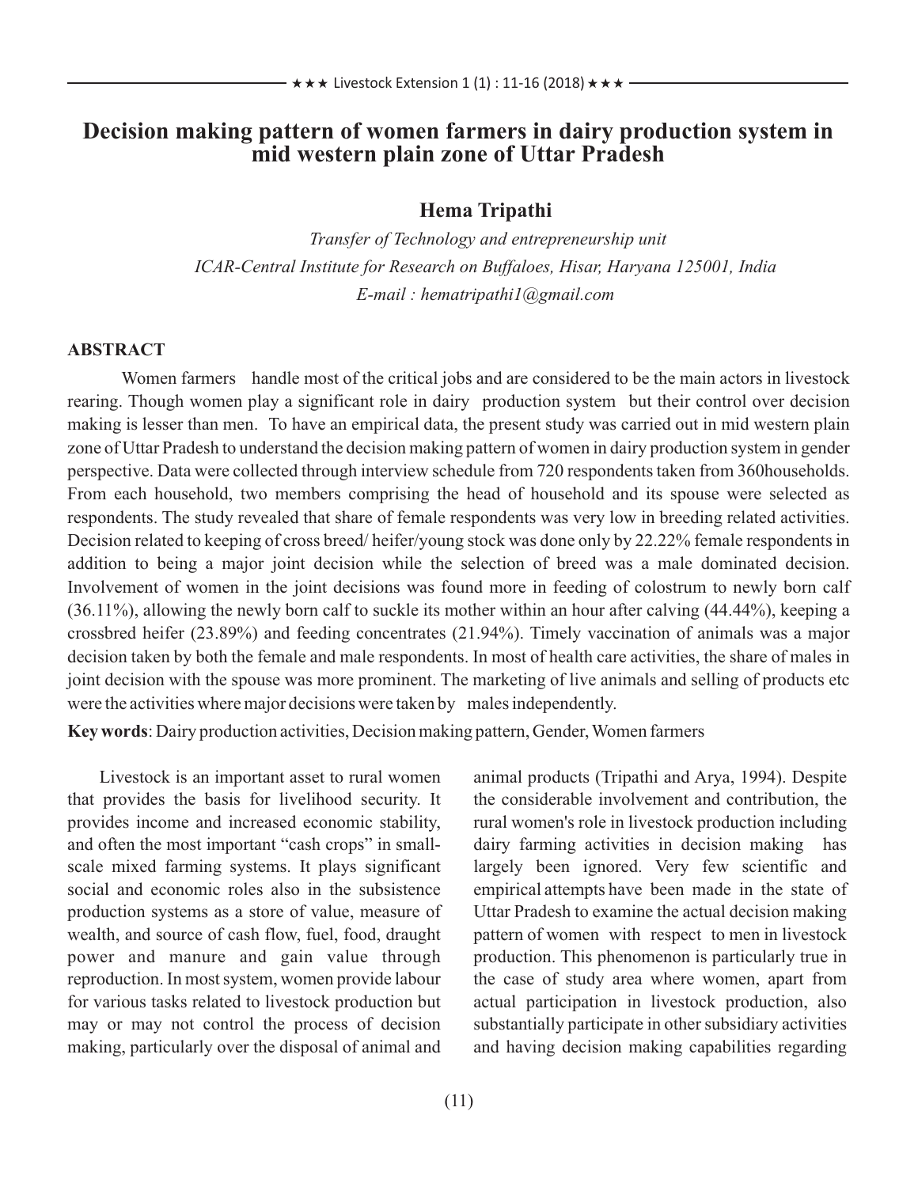# Decision making pattern of women farmers in dairy production system in mid western plain zone of Uttar Pradesh

**Hema Tripathi**

*Transfer of Technology and entrepreneurship unit*
*ICAR-Central Institute for Research on Buffaloes, Hisar, Haryana 125001, India*
*E-mail : hematripathi1@gmail.com*

## ABSTRACT

Women farmers handle most of the critical jobs and are considered to be the main actors in livestock rearing. Though women play a significant role in dairy production system but their control over decision making is lesser than men. To have an empirical data, the present study was carried out in mid western plain zone of Uttar Pradesh to understand the decision making pattern of women in dairy production system in gender perspective. Data were collected through interview schedule from 720 respondents taken from 360households. From each household, two members comprising the head of household and its spouse were selected as respondents. The study revealed that share of female respondents was very low in breeding related activities. Decision related to keeping of cross breed/ heifer/young stock was done only by 22.22% female respondents in addition to being a major joint decision while the selection of breed was a male dominated decision. Involvement of women in the joint decisions was found more in feeding of colostrum to newly born calf (36.11%), allowing the newly born calf to suckle its mother within an hour after calving (44.44%), keeping a crossbred heifer (23.89%) and feeding concentrates (21.94%). Timely vaccination of animals was a major decision taken by both the female and male respondents. In most of health care activities, the share of males in joint decision with the spouse was more prominent. The marketing of live animals and selling of products etc were the activities where major decisions were taken by males independently.

**Key words**: Dairy production activities, Decision making pattern, Gender, Women farmers

Livestock is an important asset to rural women that provides the basis for livelihood security. It provides income and increased economic stability, and often the most important "cash crops" in small-scale mixed farming systems. It plays significant social and economic roles also in the subsistence production systems as a store of value, measure of wealth, and source of cash flow, fuel, food, draught power and manure and gain value through reproduction. In most system, women provide labour for various tasks related to livestock production but may or may not control the process of decision making, particularly over the disposal of animal and animal products (Tripathi and Arya, 1994). Despite the considerable involvement and contribution, the rural women's role in livestock production including dairy farming activities in decision making has largely been ignored. Very few scientific and empirical attempts have been made in the state of Uttar Pradesh to examine the actual decision making pattern of women with respect to men in livestock production. This phenomenon is particularly true in the case of study area where women, apart from actual participation in livestock production, also substantially participate in other subsidiary activities and having decision making capabilities regarding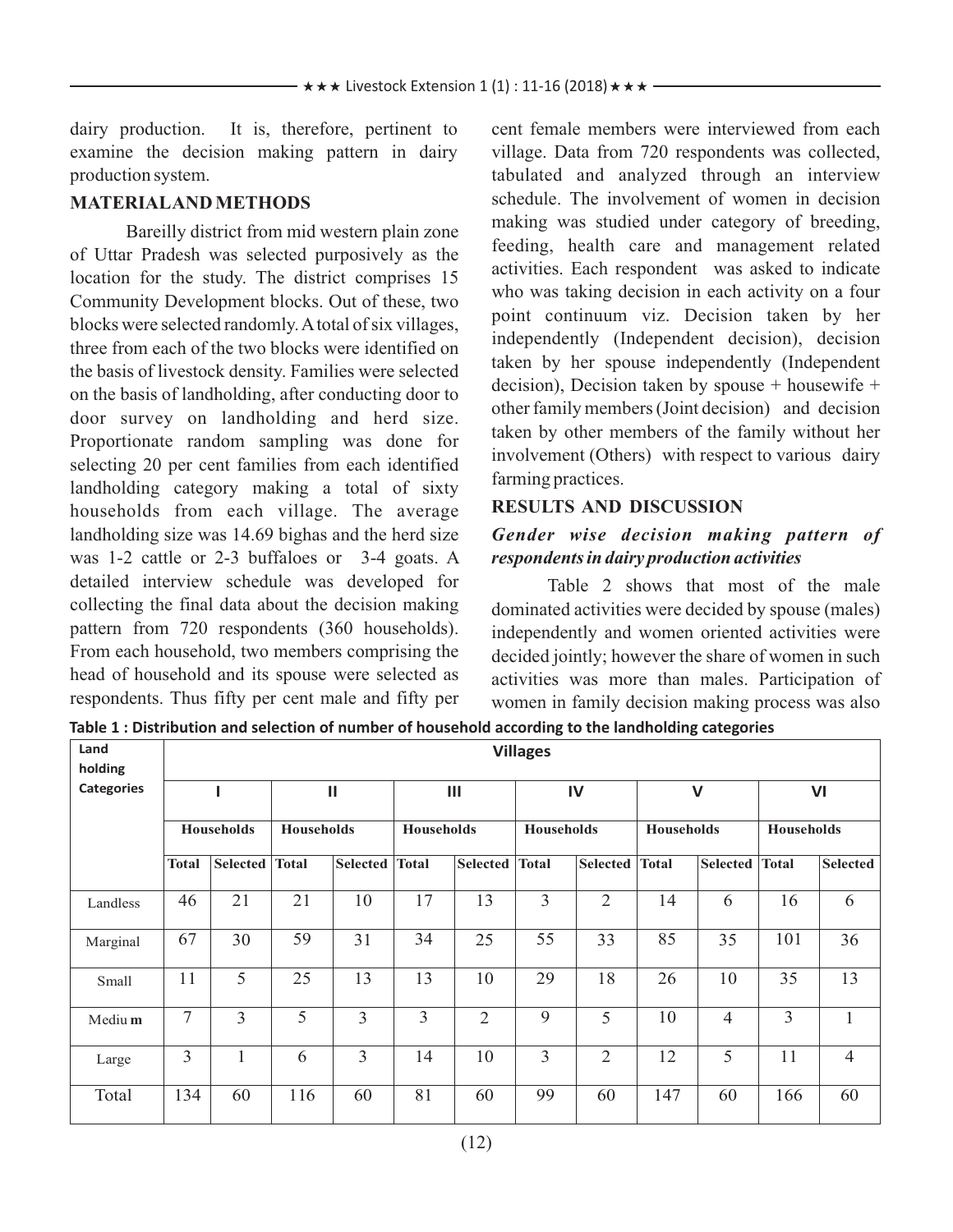dairy production. It is, therefore, pertinent to examine the decision making pattern in dairy production system.

## MATERIAL AND METHODS

Bareilly district from mid western plain zone of Uttar Pradesh was selected purposively as the location for the study. The district comprises 15 Community Development blocks. Out of these, two blocks were selected randomly. A total of six villages, three from each of the two blocks were identified on the basis of livestock density. Families were selected on the basis of landholding, after conducting door to door survey on landholding and herd size. Proportionate random sampling was done for selecting 20 per cent families from each identified landholding category making a total of sixty households from each village. The average landholding size was 14.69 bighas and the herd size was 1-2 cattle or 2-3 buffaloes or 3-4 goats. A detailed interview schedule was developed for collecting the final data about the decision making pattern from 720 respondents (360 households). From each household, two members comprising the head of household and its spouse were selected as respondents. Thus fifty per cent male and fifty per cent female members were interviewed from each village. Data from 720 respondents was collected, tabulated and analyzed through an interview schedule. The involvement of women in decision making was studied under category of breeding, feeding, health care and management related activities. Each respondent was asked to indicate who was taking decision in each activity on a four point continuum viz. Decision taken by her independently (Independent decision), decision taken by her spouse independently (Independent decision), Decision taken by spouse + housewife + other family members (Joint decision) and decision taken by other members of the family without her involvement (Others) with respect to various dairy farming practices.

## RESULTS AND DISCUSSION

### *Gender wise decision making pattern of respondents in dairy production activities*

Table 2 shows that most of the male dominated activities were decided by spouse (males) independently and women oriented activities were decided jointly; however the share of women in such activities was more than males. Participation of women in family decision making process was also

**Table 1 : Distribution and selection of number of household according to the landholding categories**

| Land holding Categories | Villages | | | | | | | | | | | |
|---|---|---|---|---|---|---|---|---|---|---|---|---|
| | I | | II | | III | | IV | | V | | VI | |
| | Households | | Households | | Households | | Households | | Households | | Households | |
| | Total | Selected | Total | Selected | Total | Selected | Total | Selected | Total | Selected | Total | Selected |
| Landless | 46 | 21 | 21 | 10 | 17 | 13 | 3 | 2 | 14 | 6 | 16 | 6 |
| Marginal | 67 | 30 | 59 | 31 | 34 | 25 | 55 | 33 | 85 | 35 | 101 | 36 |
| Small | 11 | 5 | 25 | 13 | 13 | 10 | 29 | 18 | 26 | 10 | 35 | 13 |
| Medium | 7 | 3 | 5 | 3 | 3 | 2 | 9 | 5 | 10 | 4 | 3 | 1 |
| Large | 3 | 1 | 6 | 3 | 14 | 10 | 3 | 2 | 12 | 5 | 11 | 4 |
| Total | 134 | 60 | 116 | 60 | 81 | 60 | 99 | 60 | 147 | 60 | 166 | 60 |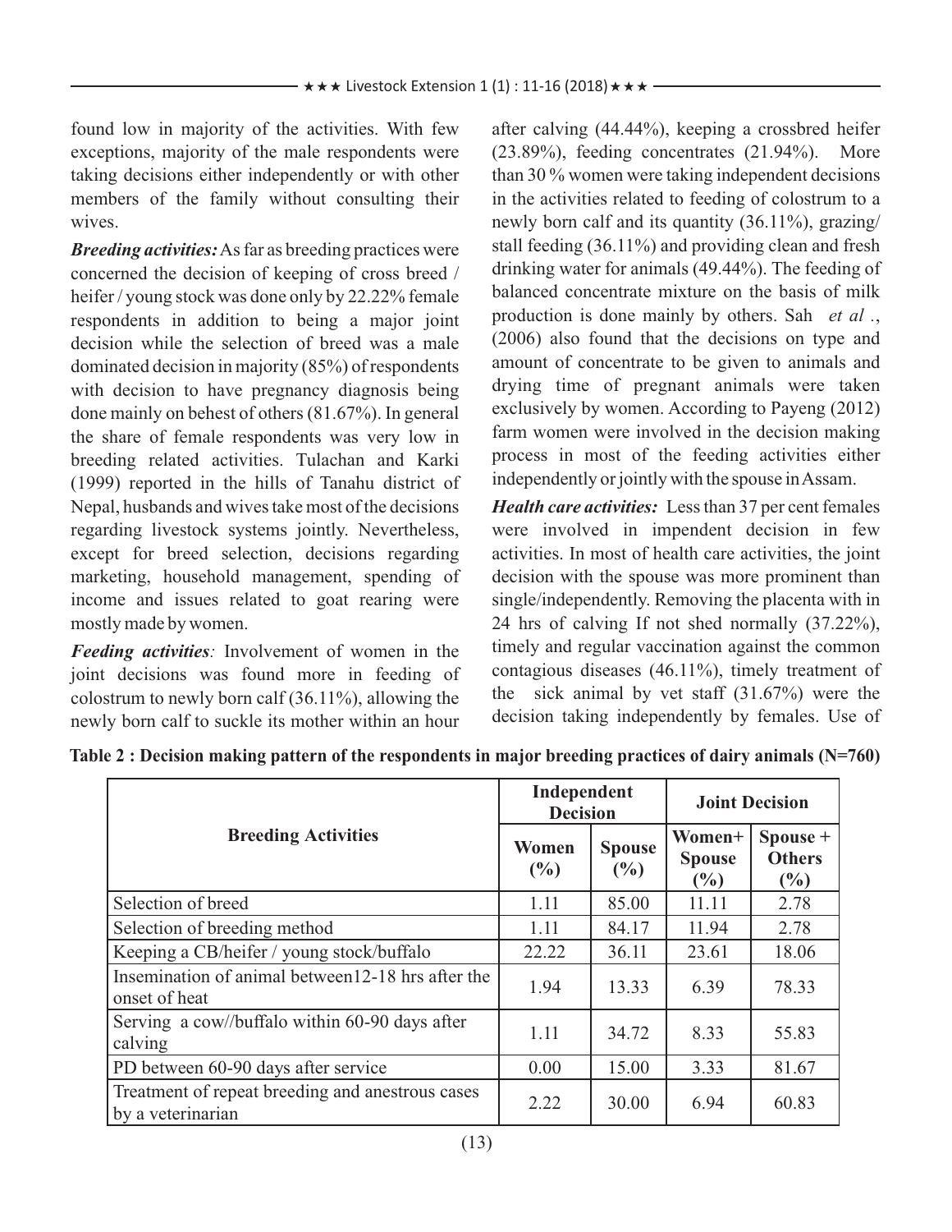found low in majority of the activities. With few exceptions, majority of the male respondents were taking decisions either independently or with other members of the family without consulting their wives.

***Breeding activities:*** As far as breeding practices were concerned the decision of keeping of cross breed / heifer / young stock was done only by 22.22% female respondents in addition to being a major joint decision while the selection of breed was a male dominated decision in majority (85%) of respondents with decision to have pregnancy diagnosis being done mainly on behest of others (81.67%). In general the share of female respondents was very low in breeding related activities. Tulachan and Karki (1999) reported in the hills of Tanahu district of Nepal, husbands and wives take most of the decisions regarding livestock systems jointly. Nevertheless, except for breed selection, decisions regarding marketing, household management, spending of income and issues related to goat rearing were mostly made by women.

***Feeding activities:*** Involvement of women in the joint decisions was found more in feeding of colostrum to newly born calf (36.11%), allowing the newly born calf to suckle its mother within an hour after calving (44.44%), keeping a crossbred heifer (23.89%), feeding concentrates (21.94%). More than 30 % women were taking independent decisions in the activities related to feeding of colostrum to a newly born calf and its quantity (36.11%), grazing/ stall feeding (36.11%) and providing clean and fresh drinking water for animals (49.44%). The feeding of balanced concentrate mixture on the basis of milk production is done mainly by others. Sah *et al* ., (2006) also found that the decisions on type and amount of concentrate to be given to animals and drying time of pregnant animals were taken exclusively by women. According to Payeng (2012) farm women were involved in the decision making process in most of the feeding activities either independently or jointly with the spouse in Assam.

***Health care activities:*** Less than 37 per cent females were involved in impendent decision in few activities. In most of health care activities, the joint decision with the spouse was more prominent than single/independently. Removing the placenta with in 24 hrs of calving If not shed normally (37.22%), timely and regular vaccination against the common contagious diseases (46.11%), timely treatment of the sick animal by vet staff (31.67%) were the decision taking independently by females. Use of

**Table 2 : Decision making pattern of the respondents in major breeding practices of dairy animals (N=760)**

| Breeding Activities | Independent Decision | | Joint Decision | |
|---|---|---|---|---|
| | Women (%) | Spouse (%) | Women+ Spouse (%) | Spouse + Others (%) |
| Selection of breed | 1.11 | 85.00 | 11.11 | 2.78 |
| Selection of breeding method | 1.11 | 84.17 | 11.94 | 2.78 |
| Keeping a CB/heifer / young stock/buffalo | 22.22 | 36.11 | 23.61 | 18.06 |
| Insemination of animal between12-18 hrs after the onset of heat | 1.94 | 13.33 | 6.39 | 78.33 |
| Serving a cow//buffalo within 60-90 days after calving | 1.11 | 34.72 | 8.33 | 55.83 |
| PD between 60-90 days after service | 0.00 | 15.00 | 3.33 | 81.67 |
| Treatment of repeat breeding and anestrous cases by a veterinarian | 2.22 | 30.00 | 6.94 | 60.83 |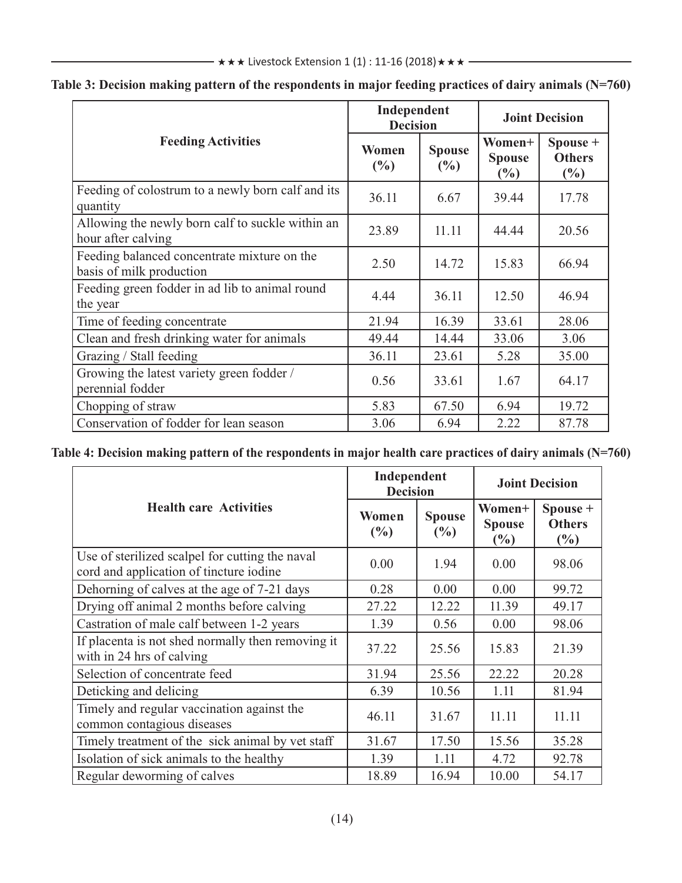**Table 3: Decision making pattern of the respondents in major feeding practices of dairy animals (N=760)**

| Feeding Activities | Independent Decision | | Joint Decision | |
|---|---|---|---|---|
| | Women (%) | Spouse (%) | Women+ Spouse (%) | Spouse + Others (%) |
| Feeding of colostrum to a newly born calf and its quantity | 36.11 | 6.67 | 39.44 | 17.78 |
| Allowing the newly born calf to suckle within an hour after calving | 23.89 | 11.11 | 44.44 | 20.56 |
| Feeding balanced concentrate mixture on the basis of milk production | 2.50 | 14.72 | 15.83 | 66.94 |
| Feeding green fodder in ad lib to animal round the year | 4.44 | 36.11 | 12.50 | 46.94 |
| Time of feeding concentrate | 21.94 | 16.39 | 33.61 | 28.06 |
| Clean and fresh drinking water for animals | 49.44 | 14.44 | 33.06 | 3.06 |
| Grazing / Stall feeding | 36.11 | 23.61 | 5.28 | 35.00 |
| Growing the latest variety green fodder / perennial fodder | 0.56 | 33.61 | 1.67 | 64.17 |
| Chopping of straw | 5.83 | 67.50 | 6.94 | 19.72 |
| Conservation of fodder for lean season | 3.06 | 6.94 | 2.22 | 87.78 |

**Table 4: Decision making pattern of the respondents in major health care practices of dairy animals (N=760)**

| Health care Activities | Independent Decision | | Joint Decision | |
|---|---|---|---|---|
| | Women (%) | Spouse (%) | Women+ Spouse (%) | Spouse + Others (%) |
| Use of sterilized scalpel for cutting the naval cord and application of tincture iodine | 0.00 | 1.94 | 0.00 | 98.06 |
| Dehorning of calves at the age of 7-21 days | 0.28 | 0.00 | 0.00 | 99.72 |
| Drying off animal 2 months before calving | 27.22 | 12.22 | 11.39 | 49.17 |
| Castration of male calf between 1-2 years | 1.39 | 0.56 | 0.00 | 98.06 |
| If placenta is not shed normally then removing it with in 24 hrs of calving | 37.22 | 25.56 | 15.83 | 21.39 |
| Selection of concentrate feed | 31.94 | 25.56 | 22.22 | 20.28 |
| Deticking and delicing | 6.39 | 10.56 | 1.11 | 81.94 |
| Timely and regular vaccination against the common contagious diseases | 46.11 | 31.67 | 11.11 | 11.11 |
| Timely treatment of the sick animal by vet staff | 31.67 | 17.50 | 15.56 | 35.28 |
| Isolation of sick animals to the healthy | 1.39 | 1.11 | 4.72 | 92.78 |
| Regular deworming of calves | 18.89 | 16.94 | 10.00 | 54.17 |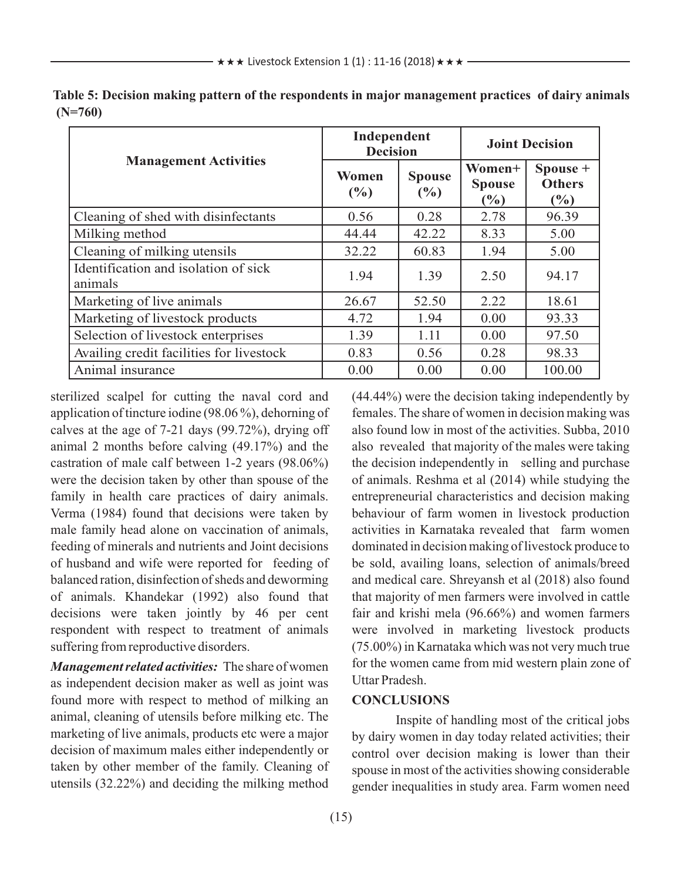**Table 5: Decision making pattern of the respondents in major management practices of dairy animals (N=760)**

| Management Activities | Independent Decision | | Joint Decision | |
|---|---|---|---|---|
| | Women (%) | Spouse (%) | Women+ Spouse (%) | Spouse + Others (%) |
| Cleaning of shed with disinfectants | 0.56 | 0.28 | 2.78 | 96.39 |
| Milking method | 44.44 | 42.22 | 8.33 | 5.00 |
| Cleaning of milking utensils | 32.22 | 60.83 | 1.94 | 5.00 |
| Identification and isolation of sick animals | 1.94 | 1.39 | 2.50 | 94.17 |
| Marketing of live animals | 26.67 | 52.50 | 2.22 | 18.61 |
| Marketing of livestock products | 4.72 | 1.94 | 0.00 | 93.33 |
| Selection of livestock enterprises | 1.39 | 1.11 | 0.00 | 97.50 |
| Availing credit facilities for livestock | 0.83 | 0.56 | 0.28 | 98.33 |
| Animal insurance | 0.00 | 0.00 | 0.00 | 100.00 |

sterilized scalpel for cutting the naval cord and application of tincture iodine (98.06 %), dehorning of calves at the age of 7-21 days (99.72%), drying off animal 2 months before calving (49.17%) and the castration of male calf between 1-2 years (98.06%) were the decision taken by other than spouse of the family in health care practices of dairy animals. Verma (1984) found that decisions were taken by male family head alone on vaccination of animals, feeding of minerals and nutrients and Joint decisions of husband and wife were reported for feeding of balanced ration, disinfection of sheds and deworming of animals. Khandekar (1992) also found that decisions were taken jointly by 46 per cent respondent with respect to treatment of animals suffering from reproductive disorders.

***Management related activities:*** The share of women as independent decision maker as well as joint was found more with respect to method of milking an animal, cleaning of utensils before milking etc. The marketing of live animals, products etc were a major decision of maximum males either independently or taken by other member of the family. Cleaning of utensils (32.22%) and deciding the milking method (44.44%) were the decision taking independently by females. The share of women in decision making was also found low in most of the activities. Subba, 2010 also revealed that majority of the males were taking the decision independently in selling and purchase of animals. Reshma et al (2014) while studying the entrepreneurial characteristics and decision making behaviour of farm women in livestock production activities in Karnataka revealed that farm women dominated in decision making of livestock produce to be sold, availing loans, selection of animals/breed and medical care. Shreyansh et al (2018) also found that majority of men farmers were involved in cattle fair and krishi mela (96.66%) and women farmers were involved in marketing livestock products (75.00%) in Karnataka which was not very much true for the women came from mid western plain zone of Uttar Pradesh.

## CONCLUSIONS

Inspite of handling most of the critical jobs by dairy women in day today related activities; their control over decision making is lower than their spouse in most of the activities showing considerable gender inequalities in study area. Farm women need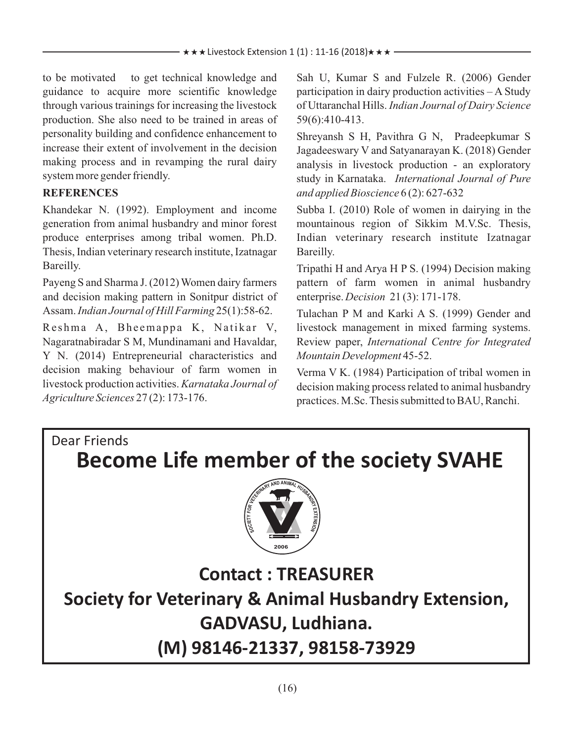to be motivated to get technical knowledge and guidance to acquire more scientific knowledge through various trainings for increasing the livestock production. She also need to be trained in areas of personality building and confidence enhancement to increase their extent of involvement in the decision making process and in revamping the rural dairy system more gender friendly.

## REFERENCES

Khandekar N. (1992). Employment and income generation from animal husbandry and minor forest produce enterprises among tribal women. Ph.D. Thesis, Indian veterinary research institute, Izatnagar Bareilly.

Payeng S and Sharma J. (2012) Women dairy farmers and decision making pattern in Sonitpur district of Assam. *Indian Journal of Hill Farming* 25(1):58-62.

Reshma A, Bheemappa K, Natikar V, Nagaratnabiradar S M, Mundinamani and Havaldar, Y N. (2014) Entrepreneurial characteristics and decision making behaviour of farm women in livestock production activities. *Karnataka Journal of Agriculture Sciences* 27 (2): 173-176.

Sah U, Kumar S and Fulzele R. (2006) Gender participation in dairy production activities – A Study of Uttaranchal Hills. *Indian Journal of Dairy Science* 59(6):410-413.

Shreyansh S H, Pavithra G N, Pradeepkumar S Jagadeeswary V and Satyanarayan K. (2018) Gender analysis in livestock production - an exploratory study in Karnataka. *International Journal of Pure and applied Bioscience* 6 (2): 627-632

Subba I. (2010) Role of women in dairying in the mountainous region of Sikkim M.V.Sc. Thesis, Indian veterinary research institute Izatnagar Bareilly.

Tripathi H and Arya H P S. (1994) Decision making pattern of farm women in animal husbandry enterprise. *Decision* 21 (3): 171-178.

Tulachan P M and Karki A S. (1999) Gender and livestock management in mixed farming systems. Review paper, *International Centre for Integrated Mountain Development* 45-52.

Verma V K. (1984) Participation of tribal women in decision making process related to animal husbandry practices. M.Sc. Thesis submitted to BAU, Ranchi.

---

Dear Friends

**Become Life member of the society SVAHE**

**Contact : TREASURER**

**Society for Veterinary & Animal Husbandry Extension,**

**GADVASU, Ludhiana.**

**(M) 98146-21337, 98158-73929**